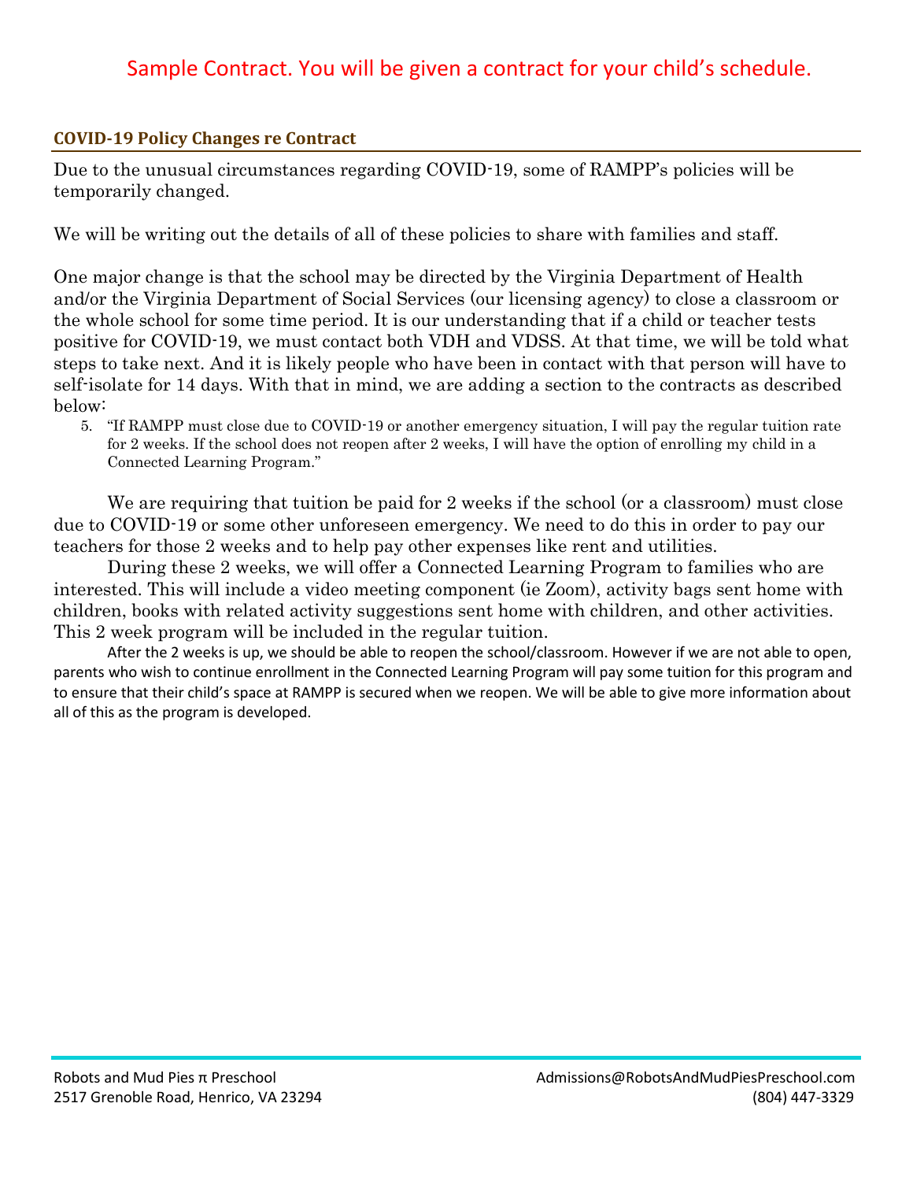Sample Contract. You will be given a contract for your child's schedule.

## COVID-19 Policy Changes re Contract

Due to the unusual circumstances regarding COVID-19, some of RAMPP's policies will be temporarily changed.

We will be writing out the details of all of these policies to share with families and staff.

One major change is that the school may be directed by the Virginia Department of Health and/or the Virginia Department of Social Services (our licensing agency) to close a classroom or the whole school for some time period. It is our understanding that if a child or teacher tests positive for COVID-19, we must contact both VDH and VDSS. At that time, we will be told what steps to take next. And it is likely people who have been in contact with that person will have to self-isolate for 14 days. With that in mind, we are adding a section to the contracts as described below:

5. "If RAMPP must close due to COVID-19 or another emergency situation, I will pay the regular tuition rate for 2 weeks. If the school does not reopen after 2 weeks, I will have the option of enrolling my child in a Connected Learning Program."

We are requiring that tuition be paid for 2 weeks if the school (or a classroom) must close due to COVID-19 or some other unforeseen emergency. We need to do this in order to pay our teachers for those 2 weeks and to help pay other expenses like rent and utilities.

During these 2 weeks, we will offer a Connected Learning Program to families who are interested. This will include a video meeting component (ie Zoom), activity bags sent home with children, books with related activity suggestions sent home with children, and other activities. This 2 week program will be included in the regular tuition.

After the 2 weeks is up, we should be able to reopen the school/classroom. However if we are not able to open, parents who wish to continue enrollment in the Connected Learning Program will pay some tuition for this program and to ensure that their child's space at RAMPP is secured when we reopen. We will be able to give more information about all of this as the program is developed.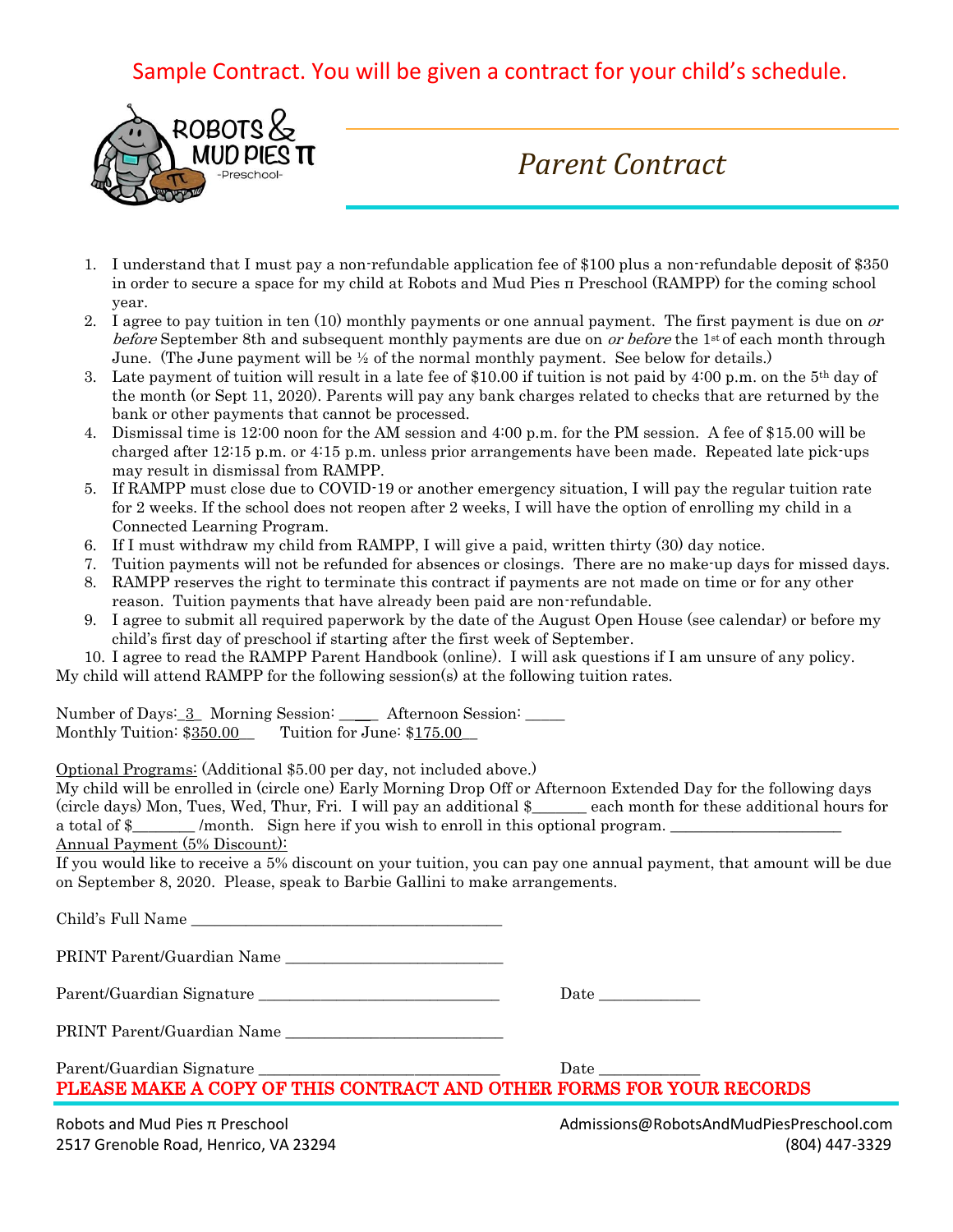Sample Contract. You will be given a contract for your child's schedule.

ROBOTS & MUD PIES π
-Preschool-

# *Parent Contract*

1. I understand that I must pay a non-refundable application fee of $100 plus a non-refundable deposit of $350 in order to secure a space for my child at Robots and Mud Pies π Preschool (RAMPP) for the coming school year.
2. I agree to pay tuition in ten (10) monthly payments or one annual payment. The first payment is due on *or before* September 8th and subsequent monthly payments are due on *or before* the 1st of each month through June. (The June payment will be ½ of the normal monthly payment. See below for details.)
3. Late payment of tuition will result in a late fee of $10.00 if tuition is not paid by 4:00 p.m. on the 5th day of the month (or Sept 11, 2020). Parents will pay any bank charges related to checks that are returned by the bank or other payments that cannot be processed.
4. Dismissal time is 12:00 noon for the AM session and 4:00 p.m. for the PM session. A fee of $15.00 will be charged after 12:15 p.m. or 4:15 p.m. unless prior arrangements have been made. Repeated late pick-ups may result in dismissal from RAMPP.
5. If RAMPP must close due to COVID-19 or another emergency situation, I will pay the regular tuition rate for 2 weeks. If the school does not reopen after 2 weeks, I will have the option of enrolling my child in a Connected Learning Program.
6. If I must withdraw my child from RAMPP, I will give a paid, written thirty (30) day notice.
7. Tuition payments will not be refunded for absences or closings. There are no make-up days for missed days.
8. RAMPP reserves the right to terminate this contract if payments are not made on time or for any other reason. Tuition payments that have already been paid are non-refundable.
9. I agree to submit all required paperwork by the date of the August Open House (see calendar) or before my child's first day of preschool if starting after the first week of September.
10. I agree to read the RAMPP Parent Handbook (online). I will ask questions if I am unsure of any policy.

My child will attend RAMPP for the following session(s) at the following tuition rates.

Number of Days: 3 Morning Session: _____ Afternoon Session: _____
Monthly Tuition: $350.00 Tuition for June: $175.00

Optional Programs: (Additional $5.00 per day, not included above.)
My child will be enrolled in (circle one) Early Morning Drop Off or Afternoon Extended Day for the following days (circle days) Mon, Tues, Wed, Thur, Fri. I will pay an additional $_______ each month for these additional hours for a total of $________ /month. Sign here if you wish to enroll in this optional program. ______________________

Annual Payment (5% Discount):
If you would like to receive a 5% discount on your tuition, you can pay one annual payment, that amount will be due on September 8, 2020. Please, speak to Barbie Gallini to make arrangements.

Child's Full Name ________________________________________

PRINT Parent/Guardian Name ____________________________

Parent/Guardian Signature ________________________________ Date _____________

PRINT Parent/Guardian Name ____________________________

Parent/Guardian Signature ________________________________ Date _____________

**PLEASE MAKE A COPY OF THIS CONTRACT AND OTHER FORMS FOR YOUR RECORDS**

Robots and Mud Pies π Preschool
2517 Grenoble Road, Henrico, VA 23294

Admissions@RobotsAndMudPiesPreschool.com
(804) 447-3329